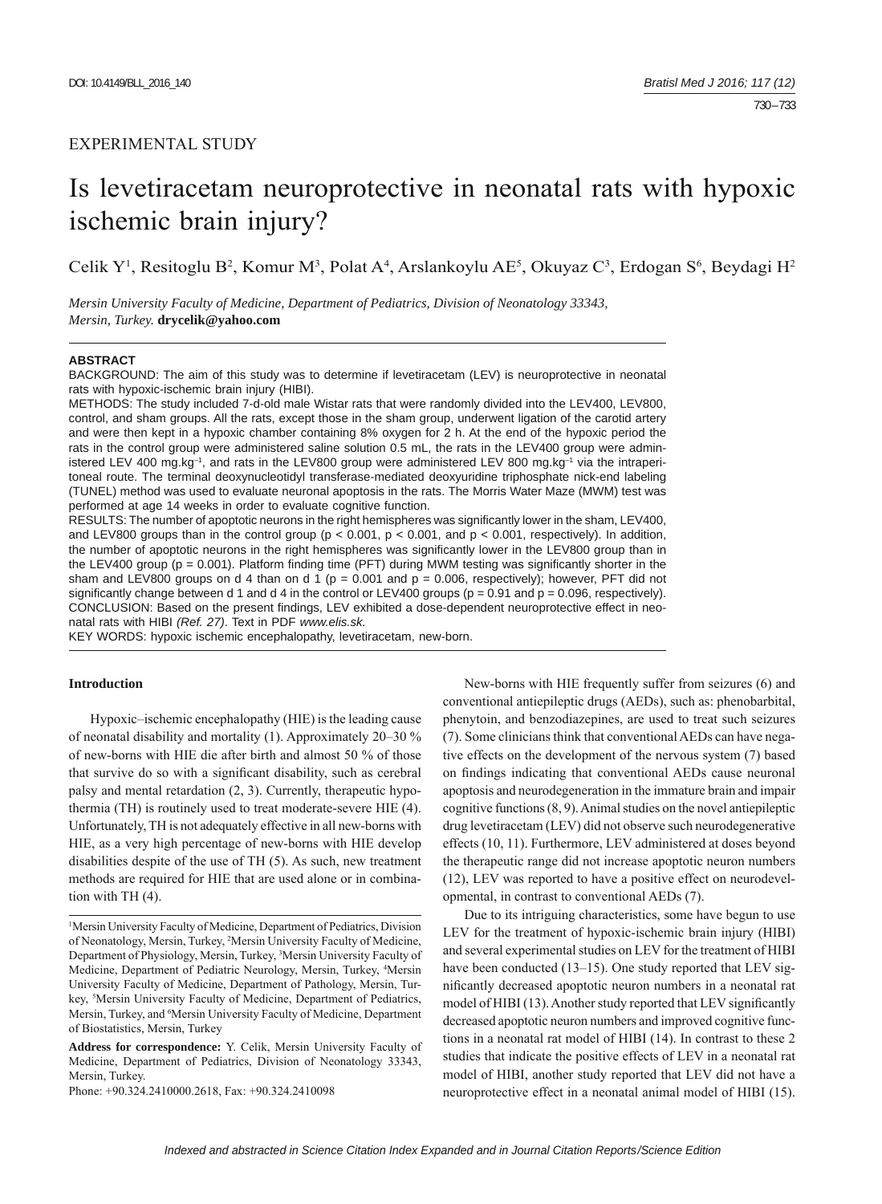EXPERIMENTAL STUDY

# Is levetiracetam neuroprotective in neonatal rats with hypoxic ischemic brain injury?

Celik Y[1], Resitoglu B[2], Komur M[3], Polat A[4], Arslankoylu AE[5], Okuyaz C[3], Erdogan S[6], Beydagi H[2]

*Mersin University Faculty of Medicine, Department of Pediatrics, Division of Neonatology 33343, Mersin, Turkey.* **drycelik@yahoo.com**

**ABSTRACT**

BACKGROUND: The aim of this study was to determine if levetiracetam (LEV) is neuroprotective in neonatal rats with hypoxic-ischemic brain injury (HIBI).

METHODS: The study included 7-d-old male Wistar rats that were randomly divided into the LEV400, LEV800, control, and sham groups. All the rats, except those in the sham group, underwent ligation of the carotid artery and were then kept in a hypoxic chamber containing 8% oxygen for 2 h. At the end of the hypoxic period the rats in the control group were administered saline solution 0.5 mL, the rats in the LEV400 group were administered LEV 400 mg.kg$^{-1}$, and rats in the LEV800 group were administered LEV 800 mg.kg$^{-1}$ via the intraperitoneal route. The terminal deoxynucleotidyl transferase-mediated deoxyuridine triphosphate nick-end labeling (TUNEL) method was used to evaluate neuronal apoptosis in the rats. The Morris Water Maze (MWM) test was performed at age 14 weeks in order to evaluate cognitive function.

RESULTS: The number of apoptotic neurons in the right hemispheres was significantly lower in the sham, LEV400, and LEV800 groups than in the control group ($p < 0.001$, $p < 0.001$, and $p < 0.001$, respectively). In addition, the number of apoptotic neurons in the right hemispheres was significantly lower in the LEV800 group than in the LEV400 group ($p = 0.001$). Platform finding time (PFT) during MWM testing was significantly shorter in the sham and LEV800 groups on d 4 than on d 1 ($p = 0.001$ and $p = 0.006$, respectively); however, PFT did not significantly change between d 1 and d 4 in the control or LEV400 groups ($p = 0.91$ and $p = 0.096$, respectively).

CONCLUSION: Based on the present findings, LEV exhibited a dose-dependent neuroprotective effect in neonatal rats with HIBI *(Ref. 27)*. Text in PDF *www.elis.sk.*

KEY WORDS: hypoxic ischemic encephalopathy, levetiracetam, new-born.

## Introduction

Hypoxic–ischemic encephalopathy (HIE) is the leading cause of neonatal disability and mortality (1). Approximately 20–30 % of new-borns with HIE die after birth and almost 50 % of those that survive do so with a significant disability, such as cerebral palsy and mental retardation (2, 3). Currently, therapeutic hypothermia (TH) is routinely used to treat moderate-severe HIE (4). Unfortunately, TH is not adequately effective in all new-borns with HIE, as a very high percentage of new-borns with HIE develop disabilities despite of the use of TH (5). As such, new treatment methods are required for HIE that are used alone or in combination with TH (4).

New-borns with HIE frequently suffer from seizures (6) and conventional antiepileptic drugs (AEDs), such as: phenobarbital, phenytoin, and benzodiazepines, are used to treat such seizures (7). Some clinicians think that conventional AEDs can have negative effects on the development of the nervous system (7) based on findings indicating that conventional AEDs cause neuronal apoptosis and neurodegeneration in the immature brain and impair cognitive functions (8, 9). Animal studies on the novel antiepileptic drug levetiracetam (LEV) did not observe such neurodegenerative effects (10, 11). Furthermore, LEV administered at doses beyond the therapeutic range did not increase apoptotic neuron numbers (12), LEV was reported to have a positive effect on neurodevelopmental, in contrast to conventional AEDs (7).

Due to its intriguing characteristics, some have begun to use LEV for the treatment of hypoxic-ischemic brain injury (HIBI) and several experimental studies on LEV for the treatment of HIBI have been conducted (13–15). One study reported that LEV significantly decreased apoptotic neuron numbers in a neonatal rat model of HIBI (13). Another study reported that LEV significantly decreased apoptotic neuron numbers and improved cognitive functions in a neonatal rat model of HIBI (14). In contrast to these 2 studies that indicate the positive effects of LEV in a neonatal rat model of HIBI, another study reported that LEV did not have a neuroprotective effect in a neonatal animal model of HIBI (15).

[1]Mersin University Faculty of Medicine, Department of Pediatrics, Division of Neonatology, Mersin, Turkey, [2]Mersin University Faculty of Medicine, Department of Physiology, Mersin, Turkey, [3]Mersin University Faculty of Medicine, Department of Pediatric Neurology, Mersin, Turkey, [4]Mersin University Faculty of Medicine, Department of Pathology, Mersin, Turkey, [5]Mersin University Faculty of Medicine, Department of Pediatrics, Mersin, Turkey, and [6]Mersin University Faculty of Medicine, Department of Biostatistics, Mersin, Turkey

**Address for correspondence:** Y. Celik, Mersin University Faculty of Medicine, Department of Pediatrics, Division of Neonatology 33343, Mersin, Turkey.

Phone: +90.324.2410000.2618, Fax: +90.324.2410098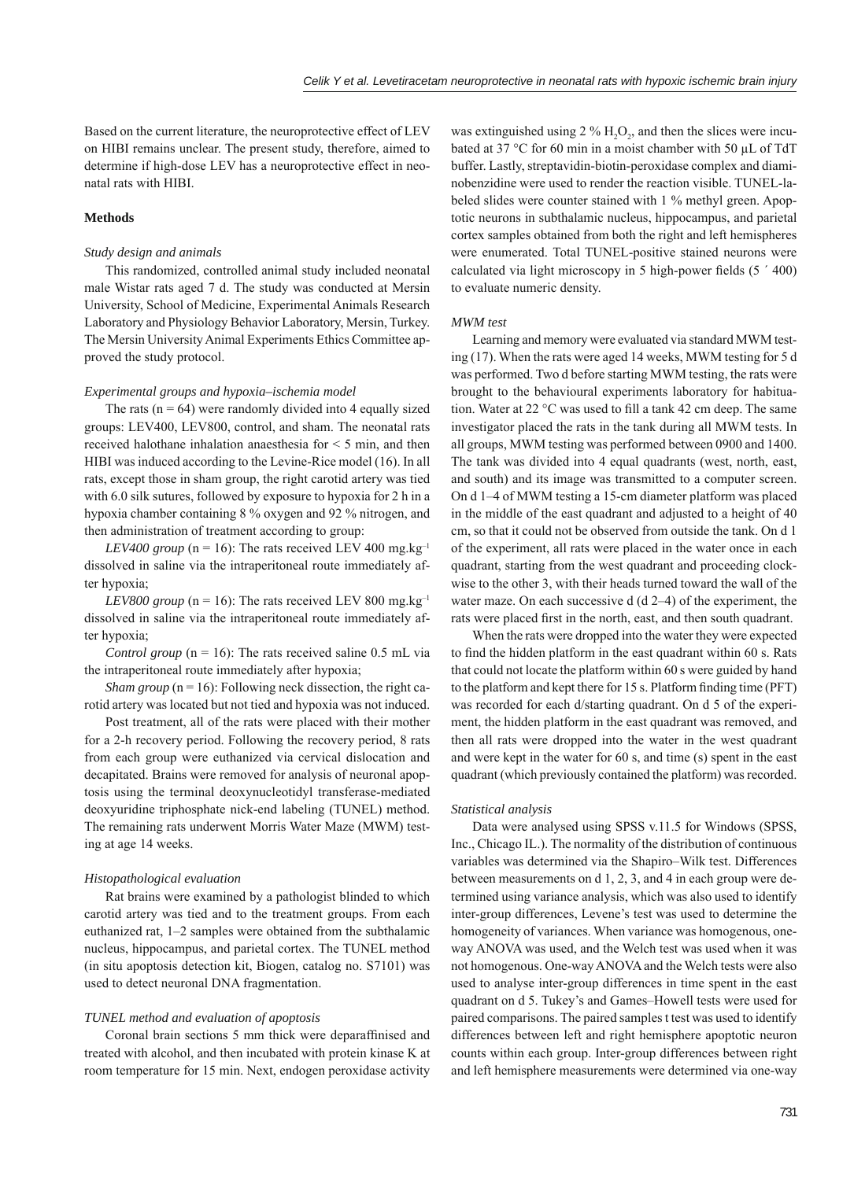Based on the current literature, the neuroprotective effect of LEV on HIBI remains unclear. The present study, therefore, aimed to determine if high-dose LEV has a neuroprotective effect in neonatal rats with HIBI.

## Methods

### *Study design and animals*

This randomized, controlled animal study included neonatal male Wistar rats aged 7 d. The study was conducted at Mersin University, School of Medicine, Experimental Animals Research Laboratory and Physiology Behavior Laboratory, Mersin, Turkey. The Mersin University Animal Experiments Ethics Committee approved the study protocol.

### *Experimental groups and hypoxia–ischemia model*

The rats (n = 64) were randomly divided into 4 equally sized groups: LEV400, LEV800, control, and sham. The neonatal rats received halothane inhalation anaesthesia for < 5 min, and then HIBI was induced according to the Levine-Rice model (16). In all rats, except those in sham group, the right carotid artery was tied with 6.0 silk sutures, followed by exposure to hypoxia for 2 h in a hypoxia chamber containing 8 % oxygen and 92 % nitrogen, and then administration of treatment according to group:

*LEV400 group* (n = 16): The rats received LEV 400 $mg.kg^{-1}$ dissolved in saline via the intraperitoneal route immediately after hypoxia;

*LEV800 group* (n = 16): The rats received LEV 800 $mg.kg^{-1}$ dissolved in saline via the intraperitoneal route immediately after hypoxia;

*Control group* (n = 16): The rats received saline 0.5 mL via the intraperitoneal route immediately after hypoxia;

*Sham group* (n = 16): Following neck dissection, the right carotid artery was located but not tied and hypoxia was not induced.

Post treatment, all of the rats were placed with their mother for a 2-h recovery period. Following the recovery period, 8 rats from each group were euthanized via cervical dislocation and decapitated. Brains were removed for analysis of neuronal apoptosis using the terminal deoxynucleotidyl transferase-mediated deoxyuridine triphosphate nick-end labeling (TUNEL) method. The remaining rats underwent Morris Water Maze (MWM) testing at age 14 weeks.

### *Histopathological evaluation*

Rat brains were examined by a pathologist blinded to which carotid artery was tied and to the treatment groups. From each euthanized rat, 1–2 samples were obtained from the subthalamic nucleus, hippocampus, and parietal cortex. The TUNEL method (in situ apoptosis detection kit, Biogen, catalog no. S7101) was used to detect neuronal DNA fragmentation.

### *TUNEL method and evaluation of apoptosis*

Coronal brain sections 5 mm thick were deparaffinised and treated with alcohol, and then incubated with protein kinase K at room temperature for 15 min. Next, endogen peroxidase activity was extinguished using 2 % $H_2O_2$, and then the slices were incubated at 37 °C for 60 min in a moist chamber with 50 µL of TdT buffer. Lastly, streptavidin-biotin-peroxidase complex and diaminobenzidine were used to render the reaction visible. TUNEL-labeled slides were counter stained with 1 % methyl green. Apoptotic neurons in subthalamic nucleus, hippocampus, and parietal cortex samples obtained from both the right and left hemispheres were enumerated. Total TUNEL-positive stained neurons were calculated via light microscopy in 5 high-power fields (5 ´ 400) to evaluate numeric density.

### *MWM test*

Learning and memory were evaluated via standard MWM testing (17). When the rats were aged 14 weeks, MWM testing for 5 d was performed. Two d before starting MWM testing, the rats were brought to the behavioural experiments laboratory for habituation. Water at 22 °C was used to fill a tank 42 cm deep. The same investigator placed the rats in the tank during all MWM tests. In all groups, MWM testing was performed between 0900 and 1400. The tank was divided into 4 equal quadrants (west, north, east, and south) and its image was transmitted to a computer screen. On d 1–4 of MWM testing a 15-cm diameter platform was placed in the middle of the east quadrant and adjusted to a height of 40 cm, so that it could not be observed from outside the tank. On d 1 of the experiment, all rats were placed in the water once in each quadrant, starting from the west quadrant and proceeding clockwise to the other 3, with their heads turned toward the wall of the water maze. On each successive d (d 2–4) of the experiment, the rats were placed first in the north, east, and then south quadrant.

When the rats were dropped into the water they were expected to find the hidden platform in the east quadrant within 60 s. Rats that could not locate the platform within 60 s were guided by hand to the platform and kept there for 15 s. Platform finding time (PFT) was recorded for each d/starting quadrant. On d 5 of the experiment, the hidden platform in the east quadrant was removed, and then all rats were dropped into the water in the west quadrant and were kept in the water for 60 s, and time (s) spent in the east quadrant (which previously contained the platform) was recorded.

### *Statistical analysis*

Data were analysed using SPSS v.11.5 for Windows (SPSS, Inc., Chicago IL.). The normality of the distribution of continuous variables was determined via the Shapiro–Wilk test. Differences between measurements on d 1, 2, 3, and 4 in each group were determined using variance analysis, which was also used to identify inter-group differences, Levene's test was used to determine the homogeneity of variances. When variance was homogenous, one-way ANOVA was used, and the Welch test was used when it was not homogenous. One-way ANOVA and the Welch tests were also used to analyse inter-group differences in time spent in the east quadrant on d 5. Tukey's and Games–Howell tests were used for paired comparisons. The paired samples t test was used to identify differences between left and right hemisphere apoptotic neuron counts within each group. Inter-group differences between right and left hemisphere measurements were determined via one-way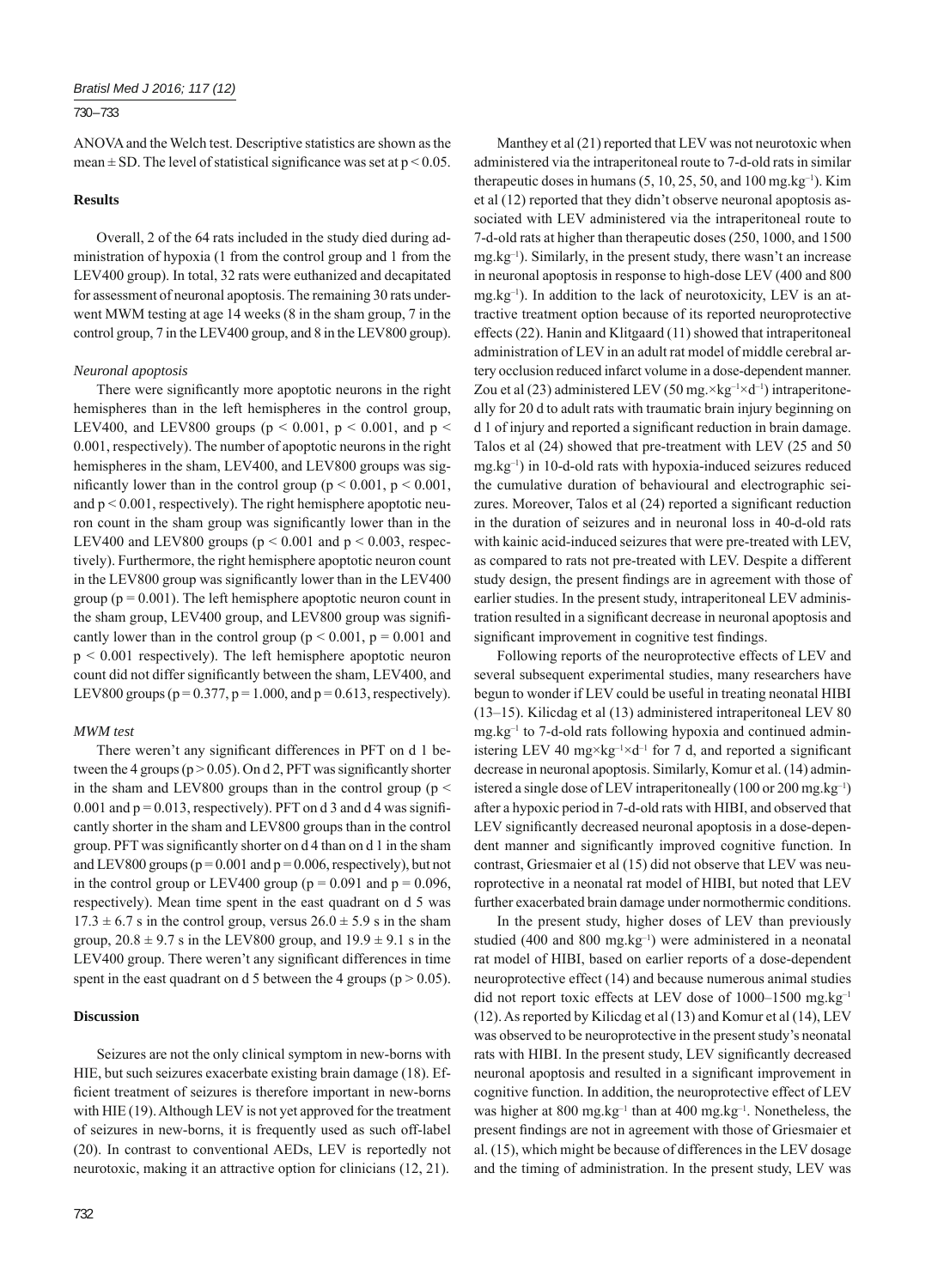ANOVA and the Welch test. Descriptive statistics are shown as the mean ± SD. The level of statistical significance was set at $p < 0.05$.

## Results

Overall, 2 of the 64 rats included in the study died during administration of hypoxia (1 from the control group and 1 from the LEV400 group). In total, 32 rats were euthanized and decapitated for assessment of neuronal apoptosis. The remaining 30 rats underwent MWM testing at age 14 weeks (8 in the sham group, 7 in the control group, 7 in the LEV400 group, and 8 in the LEV800 group).

### *Neuronal apoptosis*

There were significantly more apoptotic neurons in the right hemispheres than in the left hemispheres in the control group, LEV400, and LEV800 groups ($p < 0.001$, $p < 0.001$, and $p < 0.001$, respectively). The number of apoptotic neurons in the right hemispheres in the sham, LEV400, and LEV800 groups was significantly lower than in the control group ($p < 0.001$, $p < 0.001$, and $p < 0.001$, respectively). The right hemisphere apoptotic neuron count in the sham group was significantly lower than in the LEV400 and LEV800 groups ($p < 0.001$ and $p < 0.003$, respectively). Furthermore, the right hemisphere apoptotic neuron count in the LEV800 group was significantly lower than in the LEV400 group ($p = 0.001$). The left hemisphere apoptotic neuron count in the sham group, LEV400 group, and LEV800 group was significantly lower than in the control group ($p < 0.001$, $p = 0.001$ and $p < 0.001$ respectively). The left hemisphere apoptotic neuron count did not differ significantly between the sham, LEV400, and LEV800 groups ($p = 0.377$, $p = 1.000$, and $p = 0.613$, respectively).

### *MWM test*

There weren't any significant differences in PFT on d 1 between the 4 groups ($p > 0.05$). On d 2, PFT was significantly shorter in the sham and LEV800 groups than in the control group ($p < 0.001$ and $p = 0.013$, respectively). PFT on d 3 and d 4 was significantly shorter in the sham and LEV800 groups than in the control group. PFT was significantly shorter on d 4 than on d 1 in the sham and LEV800 groups ($p = 0.001$ and $p = 0.006$, respectively), but not in the control group or LEV400 group ($p = 0.091$ and $p = 0.096$, respectively). Mean time spent in the east quadrant on d 5 was 17.3 ± 6.7 s in the control group, versus 26.0 ± 5.9 s in the sham group, 20.8 ± 9.7 s in the LEV800 group, and 19.9 ± 9.1 s in the LEV400 group. There weren't any significant differences in time spent in the east quadrant on d 5 between the 4 groups ($p > 0.05$).

## Discussion

Seizures are not the only clinical symptom in new-borns with HIE, but such seizures exacerbate existing brain damage (18). Efficient treatment of seizures is therefore important in new-borns with HIE (19). Although LEV is not yet approved for the treatment of seizures in new-borns, it is frequently used as such off-label (20). In contrast to conventional AEDs, LEV is reportedly not neurotoxic, making it an attractive option for clinicians (12, 21).

Manthey et al (21) reported that LEV was not neurotoxic when administered via the intraperitoneal route to 7-d-old rats in similar therapeutic doses in humans (5, 10, 25, 50, and 100 $mg.kg^{-1}$). Kim et al (12) reported that they didn't observe neuronal apoptosis associated with LEV administered via the intraperitoneal route to 7-d-old rats at higher than therapeutic doses (250, 1000, and 1500 $mg.kg^{-1}$). Similarly, in the present study, there wasn't an increase in neuronal apoptosis in response to high-dose LEV (400 and 800 $mg.kg^{-1}$). In addition to the lack of neurotoxicity, LEV is an attractive treatment option because of its reported neuroprotective effects (22). Hanin and Klitgaard (11) showed that intraperitoneal administration of LEV in an adult rat model of middle cerebral artery occlusion reduced infarct volume in a dose-dependent manner. Zou et al (23) administered LEV (50 $mg.\times kg^{-1}\times d^{-1}$) intraperitoneally for 20 d to adult rats with traumatic brain injury beginning on d 1 of injury and reported a significant reduction in brain damage. Talos et al (24) showed that pre-treatment with LEV (25 and 50 $mg.kg^{-1}$) in 10-d-old rats with hypoxia-induced seizures reduced the cumulative duration of behavioural and electrographic seizures. Moreover, Talos et al (24) reported a significant reduction in the duration of seizures and in neuronal loss in 40-d-old rats with kainic acid-induced seizures that were pre-treated with LEV, as compared to rats not pre-treated with LEV. Despite a different study design, the present findings are in agreement with those of earlier studies. In the present study, intraperitoneal LEV administration resulted in a significant decrease in neuronal apoptosis and significant improvement in cognitive test findings.

Following reports of the neuroprotective effects of LEV and several subsequent experimental studies, many researchers have begun to wonder if LEV could be useful in treating neonatal HIBI (13–15). Kilicdag et al (13) administered intraperitoneal LEV 80 $mg.kg^{-1}$ to 7-d-old rats following hypoxia and continued administering LEV 40 $mg\times kg^{-1}\times d^{-1}$ for 7 d, and reported a significant decrease in neuronal apoptosis. Similarly, Komur et al. (14) administered a single dose of LEV intraperitoneally (100 or 200 $mg.kg^{-1}$) after a hypoxic period in 7-d-old rats with HIBI, and observed that LEV significantly decreased neuronal apoptosis in a dose-dependent manner and significantly improved cognitive function. In contrast, Griesmaier et al (15) did not observe that LEV was neuroprotective in a neonatal rat model of HIBI, but noted that LEV further exacerbated brain damage under normothermic conditions.

In the present study, higher doses of LEV than previously studied (400 and 800 $mg.kg^{-1}$) were administered in a neonatal rat model of HIBI, based on earlier reports of a dose-dependent neuroprotective effect (14) and because numerous animal studies did not report toxic effects at LEV dose of 1000–1500 $mg.kg^{-1}$ (12). As reported by Kilicdag et al (13) and Komur et al (14), LEV was observed to be neuroprotective in the present study's neonatal rats with HIBI. In the present study, LEV significantly decreased neuronal apoptosis and resulted in a significant improvement in cognitive function. In addition, the neuroprotective effect of LEV was higher at 800 $mg.kg^{-1}$ than at 400 $mg.kg^{-1}$. Nonetheless, the present findings are not in agreement with those of Griesmaier et al. (15), which might be because of differences in the LEV dosage and the timing of administration. In the present study, LEV was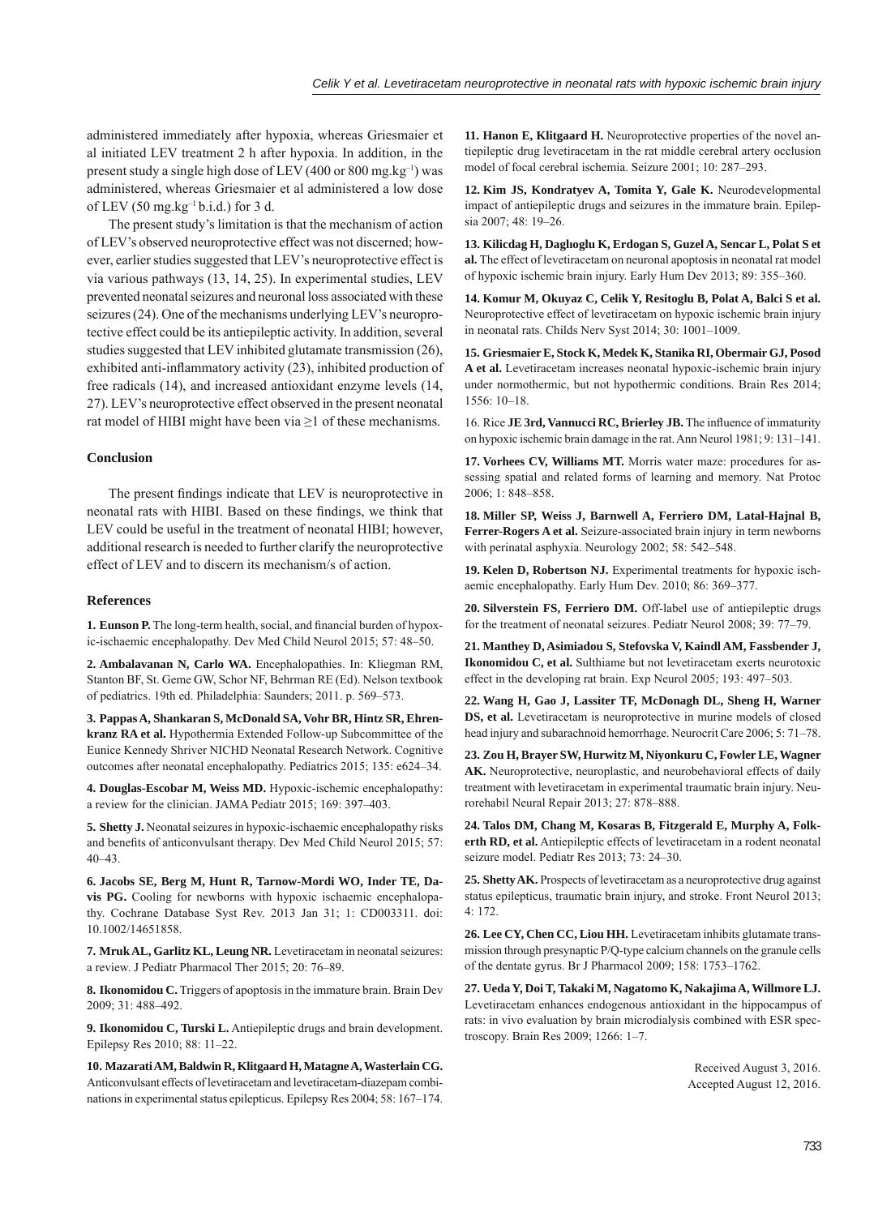administered immediately after hypoxia, whereas Griesmaier et al initiated LEV treatment 2 h after hypoxia. In addition, in the present study a single high dose of LEV (400 or 800 mg.kg$^{-1}$) was administered, whereas Griesmaier et al administered a low dose of LEV (50 mg.kg$^{-1}$ b.i.d.) for 3 d.

The present study's limitation is that the mechanism of action of LEV's observed neuroprotective effect was not discerned; however, earlier studies suggested that LEV's neuroprotective effect is via various pathways (13, 14, 25). In experimental studies, LEV prevented neonatal seizures and neuronal loss associated with these seizures (24). One of the mechanisms underlying LEV's neuroprotective effect could be its antiepileptic activity. In addition, several studies suggested that LEV inhibited glutamate transmission (26), exhibited anti-inflammatory activity (23), inhibited production of free radicals (14), and increased antioxidant enzyme levels (14, 27). LEV's neuroprotective effect observed in the present neonatal rat model of HIBI might have been via ≥1 of these mechanisms.

## Conclusion

The present findings indicate that LEV is neuroprotective in neonatal rats with HIBI. Based on these findings, we think that LEV could be useful in the treatment of neonatal HIBI; however, additional research is needed to further clarify the neuroprotective effect of LEV and to discern its mechanism/s of action.

## References

**1. Eunson P.** The long-term health, social, and financial burden of hypoxic-ischaemic encephalopathy. Dev Med Child Neurol 2015; 57: 48–50.

**2. Ambalavanan N, Carlo WA.** Encephalopathies. In: Kliegman RM, Stanton BF, St. Geme GW, Schor NF, Behrman RE (Ed). Nelson textbook of pediatrics. 19th ed. Philadelphia: Saunders; 2011. p. 569–573.

**3. Pappas A, Shankaran S, McDonald SA, Vohr BR, Hintz SR, Ehrenkranz RA et al.** Hypothermia Extended Follow-up Subcommittee of the Eunice Kennedy Shriver NICHD Neonatal Research Network. Cognitive outcomes after neonatal encephalopathy. Pediatrics 2015; 135: e624–34.

**4. Douglas-Escobar M, Weiss MD.** Hypoxic-ischemic encephalopathy: a review for the clinician. JAMA Pediatr 2015; 169: 397–403.

**5. Shetty J.** Neonatal seizures in hypoxic-ischaemic encephalopathy risks and benefits of anticonvulsant therapy. Dev Med Child Neurol 2015; 57: 40–43.

**6. Jacobs SE, Berg M, Hunt R, Tarnow-Mordi WO, Inder TE, Davis PG.** Cooling for newborns with hypoxic ischaemic encephalopathy. Cochrane Database Syst Rev. 2013 Jan 31; 1: CD003311. doi: 10.1002/14651858.

**7. Mruk AL, Garlitz KL, Leung NR.** Levetiracetam in neonatal seizures: a review. J Pediatr Pharmacol Ther 2015; 20: 76–89.

**8. Ikonomidou C.** Triggers of apoptosis in the immature brain. Brain Dev 2009; 31: 488–492.

**9. Ikonomidou C, Turski L.** Antiepileptic drugs and brain development. Epilepsy Res 2010; 88: 11–22.

**10. Mazarati AM, Baldwin R, Klitgaard H, Matagne A, Wasterlain CG.** Anticonvulsant effects of levetiracetam and levetiracetam-diazepam combinations in experimental status epilepticus. Epilepsy Res 2004; 58: 167–174.

**11. Hanon E, Klitgaard H.** Neuroprotective properties of the novel antiepileptic drug levetiracetam in the rat middle cerebral artery occlusion model of focal cerebral ischemia. Seizure 2001; 10: 287–293.

**12. Kim JS, Kondratyev A, Tomita Y, Gale K.** Neurodevelopmental impact of antiepileptic drugs and seizures in the immature brain. Epilepsia 2007; 48: 19–26.

**13. Kilicdag H, Daglıoglu K, Erdogan S, Guzel A, Sencar L, Polat S et al.** The effect of levetiracetam on neuronal apoptosis in neonatal rat model of hypoxic ischemic brain injury. Early Hum Dev 2013; 89: 355–360.

**14. Komur M, Okuyaz C, Celik Y, Resitoglu B, Polat A, Balci S et al.** Neuroprotective effect of levetiracetam on hypoxic ischemic brain injury in neonatal rats. Childs Nerv Syst 2014; 30: 1001–1009.

**15. Griesmaier E, Stock K, Medek K, Stanika RI, Obermair GJ, Posod A et al.** Levetiracetam increases neonatal hypoxic-ischemic brain injury under normothermic, but not hypothermic conditions. Brain Res 2014; 1556: 10–18.

16. Rice **JE 3rd, Vannucci RC, Brierley JB.** The influence of immaturity on hypoxic ischemic brain damage in the rat. Ann Neurol 1981; 9: 131–141.

**17. Vorhees CV, Williams MT.** Morris water maze: procedures for assessing spatial and related forms of learning and memory. Nat Protoc 2006; 1: 848–858.

**18. Miller SP, Weiss J, Barnwell A, Ferriero DM, Latal-Hajnal B, Ferrer-Rogers A et al.** Seizure-associated brain injury in term newborns with perinatal asphyxia. Neurology 2002; 58: 542–548.

**19. Kelen D, Robertson NJ.** Experimental treatments for hypoxic ischaemic encephalopathy. Early Hum Dev. 2010; 86: 369–377.

**20. Silverstein FS, Ferriero DM.** Off-label use of antiepileptic drugs for the treatment of neonatal seizures. Pediatr Neurol 2008; 39: 77–79.

**21. Manthey D, Asimiadou S, Stefovska V, Kaindl AM, Fassbender J, Ikonomidou C, et al.** Sulthiame but not levetiracetam exerts neurotoxic effect in the developing rat brain. Exp Neurol 2005; 193: 497–503.

**22. Wang H, Gao J, Lassiter TF, McDonagh DL, Sheng H, Warner DS, et al.** Levetiracetam is neuroprotective in murine models of closed head injury and subarachnoid hemorrhage. Neurocrit Care 2006; 5: 71–78.

**23. Zou H, Brayer SW, Hurwitz M, Niyonkuru C, Fowler LE, Wagner AK.** Neuroprotective, neuroplastic, and neurobehavioral effects of daily treatment with levetiracetam in experimental traumatic brain injury. Neurorehabil Neural Repair 2013; 27: 878–888.

**24. Talos DM, Chang M, Kosaras B, Fitzgerald E, Murphy A, Folkerth RD, et al.** Antiepileptic effects of levetiracetam in a rodent neonatal seizure model. Pediatr Res 2013; 73: 24–30.

**25. Shetty AK.** Prospects of levetiracetam as a neuroprotective drug against status epilepticus, traumatic brain injury, and stroke. Front Neurol 2013; 4: 172.

**26. Lee CY, Chen CC, Liou HH.** Levetiracetam inhibits glutamate transmission through presynaptic P/Q-type calcium channels on the granule cells of the dentate gyrus. Br J Pharmacol 2009; 158: 1753–1762.

**27. Ueda Y, Doi T, Takaki M, Nagatomo K, Nakajima A, Willmore LJ.** Levetiracetam enhances endogenous antioxidant in the hippocampus of rats: in vivo evaluation by brain microdialysis combined with ESR spectroscopy. Brain Res 2009; 1266: 1–7.

Received August 3, 2016.
Accepted August 12, 2016.